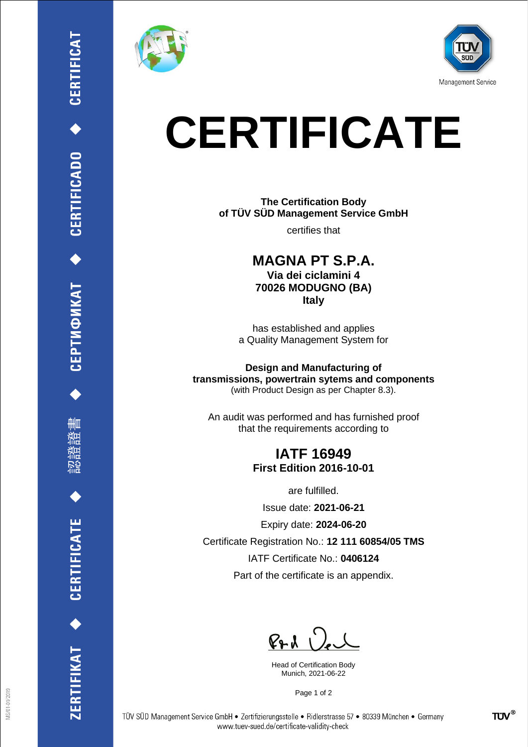Management Service

# CERTIFICATE

**The Certification Body**
**of TÜV SÜD Management Service GmbH**

certifies that

## MAGNA PT S.P.A.

**Via dei ciclamini 4**
**70026 MODUGNO (BA)**
**Italy**

has established and applies
a Quality Management System for

**Design and Manufacturing of**
**transmissions, powertrain sytems and components**
(with Product Design as per Chapter 8.3).

An audit was performed and has furnished proof
that the requirements according to

## IATF 16949

**First Edition 2016-10-01**

are fulfilled.

Issue date: **2021-06-21**

Expiry date: **2024-06-20**

Certificate Registration No.: **12 111 60854/05 TMS**

IATF Certificate No.: **0406124**

Part of the certificate is an appendix.

Head of Certification Body
Munich, 2021-06-22

TÜV SÜD Management Service GmbH • Zertifizierungsstelle • Ridlerstrasse 57 • 80339 München • Germany
www.tuev-sued.de/certificate-validity-check

ZERTIFIKAT ◆ CERTIFICATE ◆ 認證證書 ◆ СЕРТИФИКАТ ◆ CERTIFICADO ◆ CERTIFICAT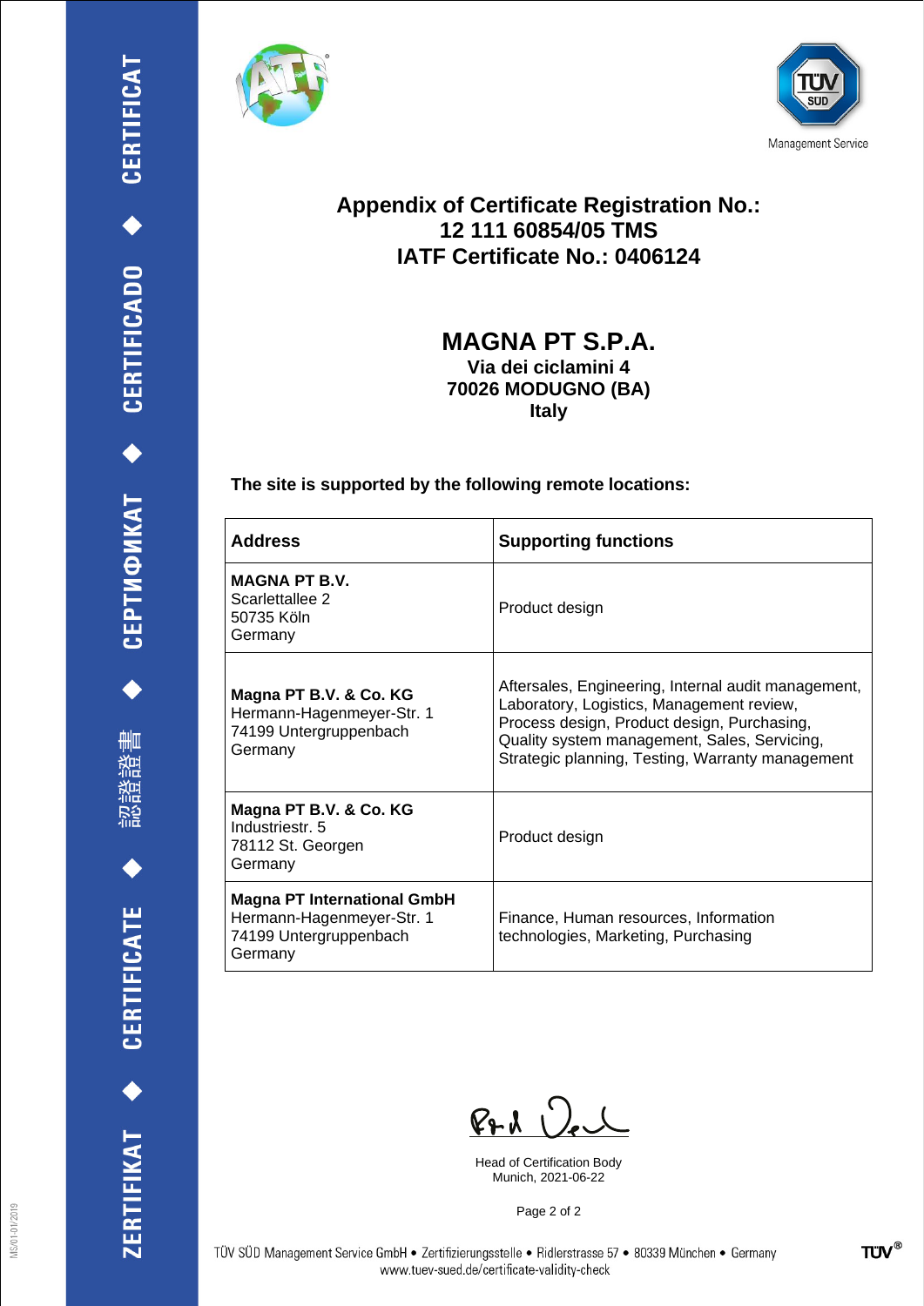# Appendix of Certificate Registration No.: 12 111 60854/05 TMS
# IATF Certificate No.: 0406124

## MAGNA PT S.P.A.

**Via dei ciclamini 4**
**70026 MODUGNO (BA)**
**Italy**

**The site is supported by the following remote locations:**

| Address | Supporting functions |
|---|---|
| **MAGNA PT B.V.** Scarlettallee 2 50735 Köln Germany | Product design |
| **Magna PT B.V. & Co. KG** Hermann-Hagenmeyer-Str. 1 74199 Untergruppenbach Germany | Aftersales, Engineering, Internal audit management, Laboratory, Logistics, Management review, Process design, Product design, Purchasing, Quality system management, Sales, Servicing, Strategic planning, Testing, Warranty management |
| **Magna PT B.V. & Co. KG** Industriestr. 5 78112 St. Georgen Germany | Product design |
| **Magna PT International GmbH** Hermann-Hagenmeyer-Str. 1 74199 Untergruppenbach Germany | Finance, Human resources, Information technologies, Marketing, Purchasing |

Head of Certification Body
Munich, 2021-06-22

TÜV SÜD Management Service GmbH • Zertifizierungsstelle • Ridlerstrasse 57 • 80339 München • Germany
www.tuev-sued.de/certificate-validity-check